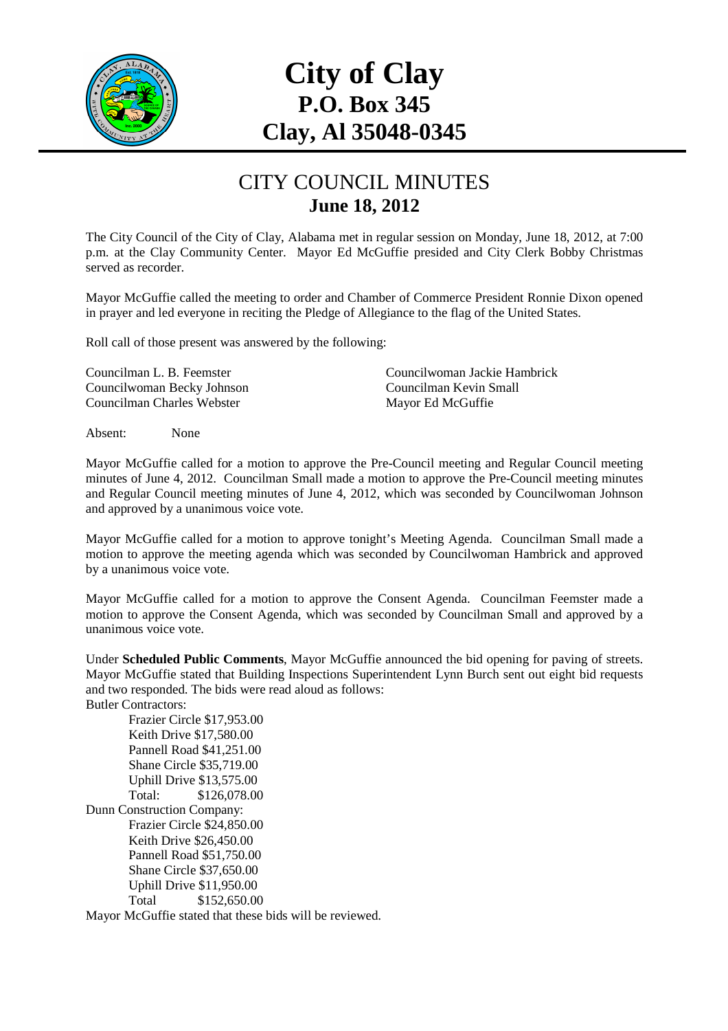# City of Clay
## P.O. Box 345
## Clay, Al 35048-0345

## CITY COUNCIL MINUTES
### June 18, 2012

The City Council of the City of Clay, Alabama met in regular session on Monday, June 18, 2012, at 7:00 p.m. at the Clay Community Center. Mayor Ed McGuffie presided and City Clerk Bobby Christmas served as recorder.

Mayor McGuffie called the meeting to order and Chamber of Commerce President Ronnie Dixon opened in prayer and led everyone in reciting the Pledge of Allegiance to the flag of the United States.

Roll call of those present was answered by the following:

Councilman L. B. Feemster
Councilwoman Becky Johnson
Councilman Charles Webster
Councilwoman Jackie Hambrick
Councilman Kevin Small
Mayor Ed McGuffie

Absent: None

Mayor McGuffie called for a motion to approve the Pre-Council meeting and Regular Council meeting minutes of June 4, 2012. Councilman Small made a motion to approve the Pre-Council meeting minutes and Regular Council meeting minutes of June 4, 2012, which was seconded by Councilwoman Johnson and approved by a unanimous voice vote.

Mayor McGuffie called for a motion to approve tonight's Meeting Agenda. Councilman Small made a motion to approve the meeting agenda which was seconded by Councilwoman Hambrick and approved by a unanimous voice vote.

Mayor McGuffie called for a motion to approve the Consent Agenda. Councilman Feemster made a motion to approve the Consent Agenda, which was seconded by Councilman Small and approved by a unanimous voice vote.

Under **Scheduled Public Comments**, Mayor McGuffie announced the bid opening for paving of streets. Mayor McGuffie stated that Building Inspections Superintendent Lynn Burch sent out eight bid requests and two responded. The bids were read aloud as follows:

Butler Contractors:
- Frazier Circle $17,953.00
- Keith Drive $17,580.00
- Pannell Road $41,251.00
- Shane Circle $35,719.00
- Uphill Drive $13,575.00
- Total: $126,078.00

Dunn Construction Company:
- Frazier Circle $24,850.00
- Keith Drive $26,450.00
- Pannell Road $51,750.00
- Shane Circle $37,650.00
- Uphill Drive $11,950.00
- Total $152,650.00

Mayor McGuffie stated that these bids will be reviewed.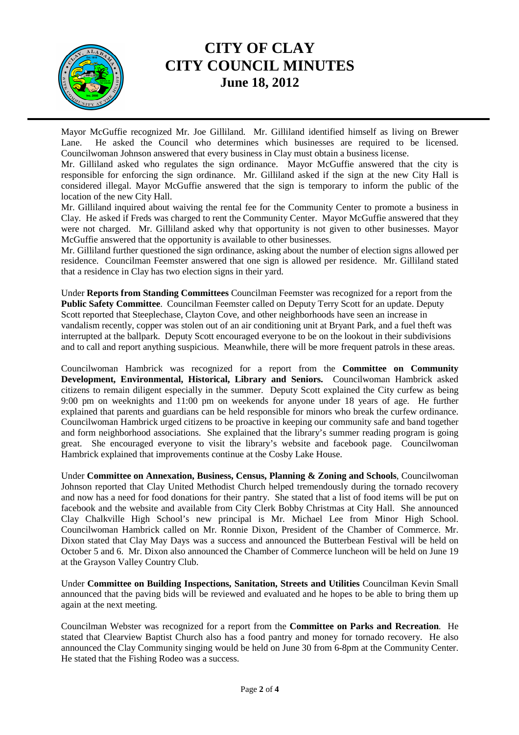Mayor McGuffie recognized Mr. Joe Gilliland. Mr. Gilliland identified himself as living on Brewer Lane. He asked the Council who determines which businesses are required to be licensed. Councilwoman Johnson answered that every business in Clay must obtain a business license.

Mr. Gilliland asked who regulates the sign ordinance. Mayor McGuffie answered that the city is responsible for enforcing the sign ordinance. Mr. Gilliland asked if the sign at the new City Hall is considered illegal. Mayor McGuffie answered that the sign is temporary to inform the public of the location of the new City Hall.

Mr. Gilliland inquired about waiving the rental fee for the Community Center to promote a business in Clay. He asked if Freds was charged to rent the Community Center. Mayor McGuffie answered that they were not charged. Mr. Gilliland asked why that opportunity is not given to other businesses. Mayor McGuffie answered that the opportunity is available to other businesses.

Mr. Gilliland further questioned the sign ordinance, asking about the number of election signs allowed per residence. Councilman Feemster answered that one sign is allowed per residence. Mr. Gilliland stated that a residence in Clay has two election signs in their yard.

Under **Reports from Standing Committees** Councilman Feemster was recognized for a report from the **Public Safety Committee**. Councilman Feemster called on Deputy Terry Scott for an update. Deputy Scott reported that Steeplechase, Clayton Cove, and other neighborhoods have seen an increase in vandalism recently, copper was stolen out of an air conditioning unit at Bryant Park, and a fuel theft was interrupted at the ballpark. Deputy Scott encouraged everyone to be on the lookout in their subdivisions and to call and report anything suspicious. Meanwhile, there will be more frequent patrols in these areas.

Councilwoman Hambrick was recognized for a report from the **Committee on Community Development, Environmental, Historical, Library and Seniors.** Councilwoman Hambrick asked citizens to remain diligent especially in the summer. Deputy Scott explained the City curfew as being 9:00 pm on weeknights and 11:00 pm on weekends for anyone under 18 years of age. He further explained that parents and guardians can be held responsible for minors who break the curfew ordinance. Councilwoman Hambrick urged citizens to be proactive in keeping our community safe and band together and form neighborhood associations. She explained that the library's summer reading program is going great. She encouraged everyone to visit the library's website and facebook page. Councilwoman Hambrick explained that improvements continue at the Cosby Lake House.

Under **Committee on Annexation, Business, Census, Planning & Zoning and Schools**, Councilwoman Johnson reported that Clay United Methodist Church helped tremendously during the tornado recovery and now has a need for food donations for their pantry. She stated that a list of food items will be put on facebook and the website and available from City Clerk Bobby Christmas at City Hall. She announced Clay Chalkville High School's new principal is Mr. Michael Lee from Minor High School. Councilwoman Hambrick called on Mr. Ronnie Dixon, President of the Chamber of Commerce. Mr. Dixon stated that Clay May Days was a success and announced the Butterbean Festival will be held on October 5 and 6. Mr. Dixon also announced the Chamber of Commerce luncheon will be held on June 19 at the Grayson Valley Country Club.

Under **Committee on Building Inspections, Sanitation, Streets and Utilities** Councilman Kevin Small announced that the paving bids will be reviewed and evaluated and he hopes to be able to bring them up again at the next meeting.

Councilman Webster was recognized for a report from the **Committee on Parks and Recreation**. He stated that Clearview Baptist Church also has a food pantry and money for tornado recovery. He also announced the Clay Community singing would be held on June 30 from 6-8pm at the Community Center. He stated that the Fishing Rodeo was a success.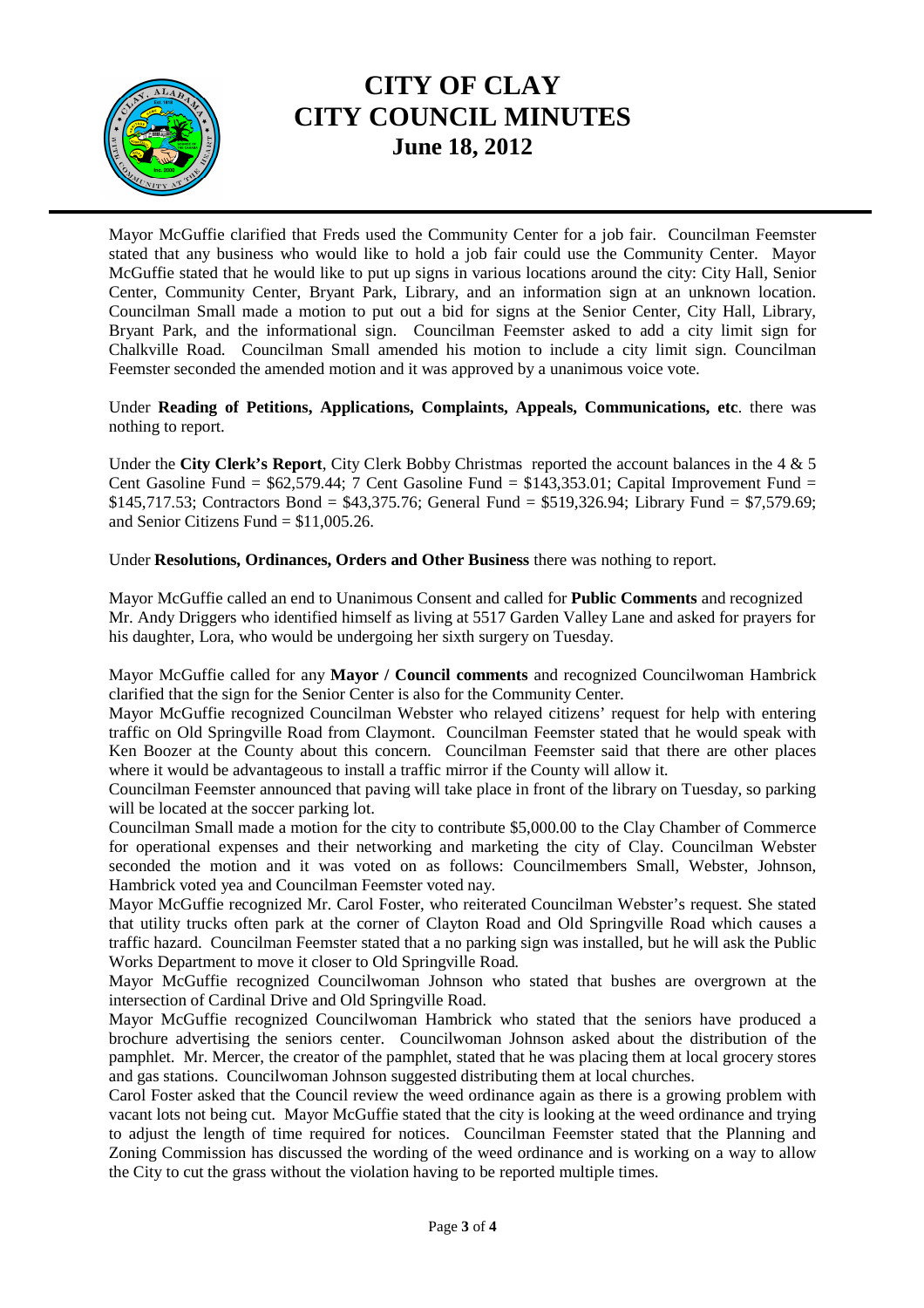# CITY OF CLAY
# CITY COUNCIL MINUTES
## June 18, 2012

Mayor McGuffie clarified that Freds used the Community Center for a job fair. Councilman Feemster stated that any business who would like to hold a job fair could use the Community Center. Mayor McGuffie stated that he would like to put up signs in various locations around the city: City Hall, Senior Center, Community Center, Bryant Park, Library, and an information sign at an unknown location. Councilman Small made a motion to put out a bid for signs at the Senior Center, City Hall, Library, Bryant Park, and the informational sign. Councilman Feemster asked to add a city limit sign for Chalkville Road. Councilman Small amended his motion to include a city limit sign. Councilman Feemster seconded the amended motion and it was approved by a unanimous voice vote.

Under **Reading of Petitions, Applications, Complaints, Appeals, Communications, etc**. there was nothing to report.

Under the **City Clerk's Report**, City Clerk Bobby Christmas reported the account balances in the 4 & 5 Cent Gasoline Fund = $62,579.44; 7 Cent Gasoline Fund = $143,353.01; Capital Improvement Fund = $145,717.53; Contractors Bond = $43,375.76; General Fund = $519,326.94; Library Fund = $7,579.69; and Senior Citizens Fund = $11,005.26.

Under **Resolutions, Ordinances, Orders and Other Business** there was nothing to report.

Mayor McGuffie called an end to Unanimous Consent and called for **Public Comments** and recognized Mr. Andy Driggers who identified himself as living at 5517 Garden Valley Lane and asked for prayers for his daughter, Lora, who would be undergoing her sixth surgery on Tuesday.

Mayor McGuffie called for any **Mayor / Council comments** and recognized Councilwoman Hambrick clarified that the sign for the Senior Center is also for the Community Center.

Mayor McGuffie recognized Councilman Webster who relayed citizens' request for help with entering traffic on Old Springville Road from Claymont. Councilman Feemster stated that he would speak with Ken Boozer at the County about this concern. Councilman Feemster said that there are other places where it would be advantageous to install a traffic mirror if the County will allow it.

Councilman Feemster announced that paving will take place in front of the library on Tuesday, so parking will be located at the soccer parking lot.

Councilman Small made a motion for the city to contribute $5,000.00 to the Clay Chamber of Commerce for operational expenses and their networking and marketing the city of Clay. Councilman Webster seconded the motion and it was voted on as follows: Councilmembers Small, Webster, Johnson, Hambrick voted yea and Councilman Feemster voted nay.

Mayor McGuffie recognized Mr. Carol Foster, who reiterated Councilman Webster's request. She stated that utility trucks often park at the corner of Clayton Road and Old Springville Road which causes a traffic hazard. Councilman Feemster stated that a no parking sign was installed, but he will ask the Public Works Department to move it closer to Old Springville Road.

Mayor McGuffie recognized Councilwoman Johnson who stated that bushes are overgrown at the intersection of Cardinal Drive and Old Springville Road.

Mayor McGuffie recognized Councilwoman Hambrick who stated that the seniors have produced a brochure advertising the seniors center. Councilwoman Johnson asked about the distribution of the pamphlet. Mr. Mercer, the creator of the pamphlet, stated that he was placing them at local grocery stores and gas stations. Councilwoman Johnson suggested distributing them at local churches.

Carol Foster asked that the Council review the weed ordinance again as there is a growing problem with vacant lots not being cut. Mayor McGuffie stated that the city is looking at the weed ordinance and trying to adjust the length of time required for notices. Councilman Feemster stated that the Planning and Zoning Commission has discussed the wording of the weed ordinance and is working on a way to allow the City to cut the grass without the violation having to be reported multiple times.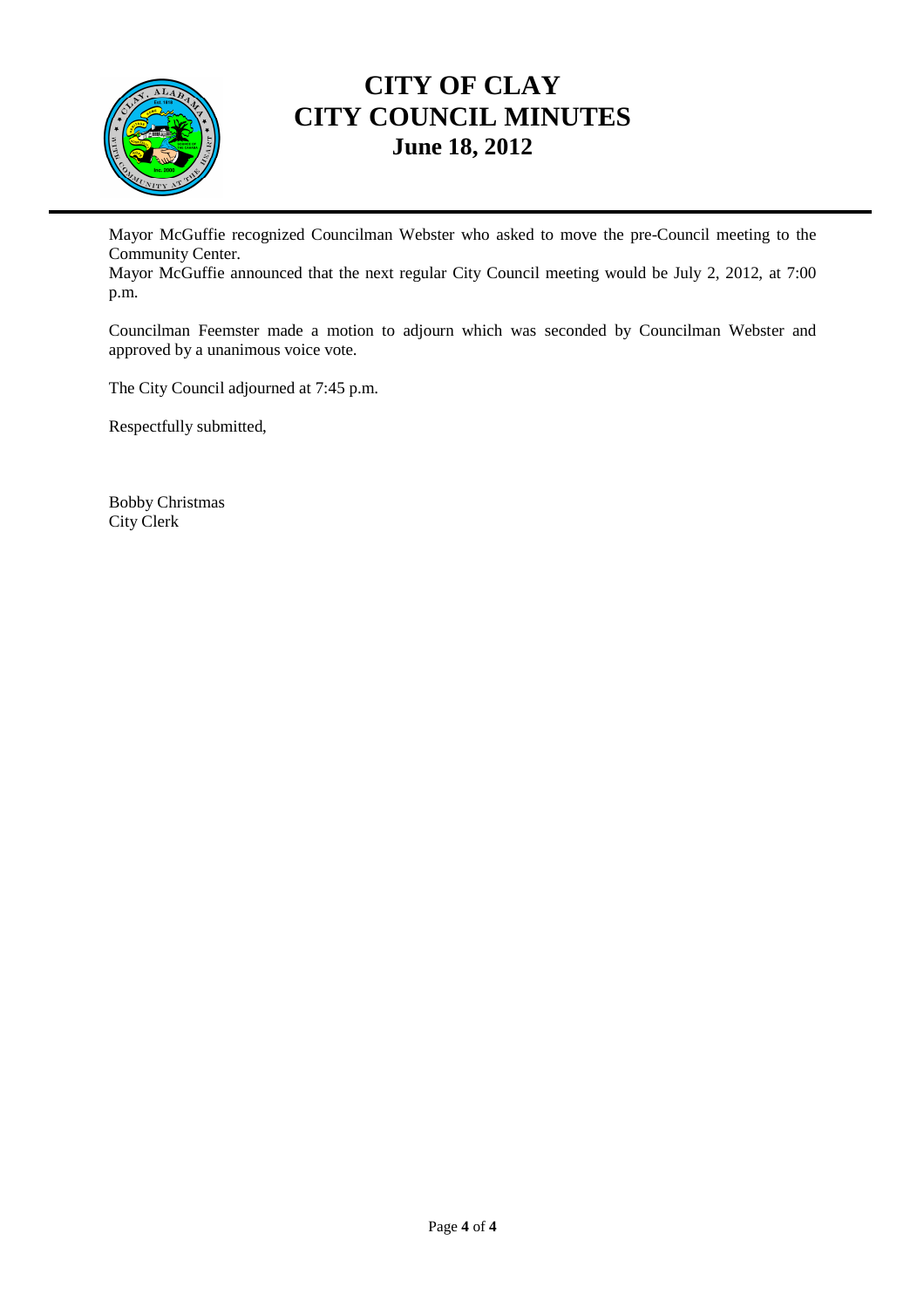# CITY OF CLAY
# CITY COUNCIL MINUTES
## June 18, 2012

Mayor McGuffie recognized Councilman Webster who asked to move the pre-Council meeting to the Community Center.
Mayor McGuffie announced that the next regular City Council meeting would be July 2, 2012, at 7:00 p.m.

Councilman Feemster made a motion to adjourn which was seconded by Councilman Webster and approved by a unanimous voice vote.

The City Council adjourned at 7:45 p.m.

Respectfully submitted,

Bobby Christmas
City Clerk